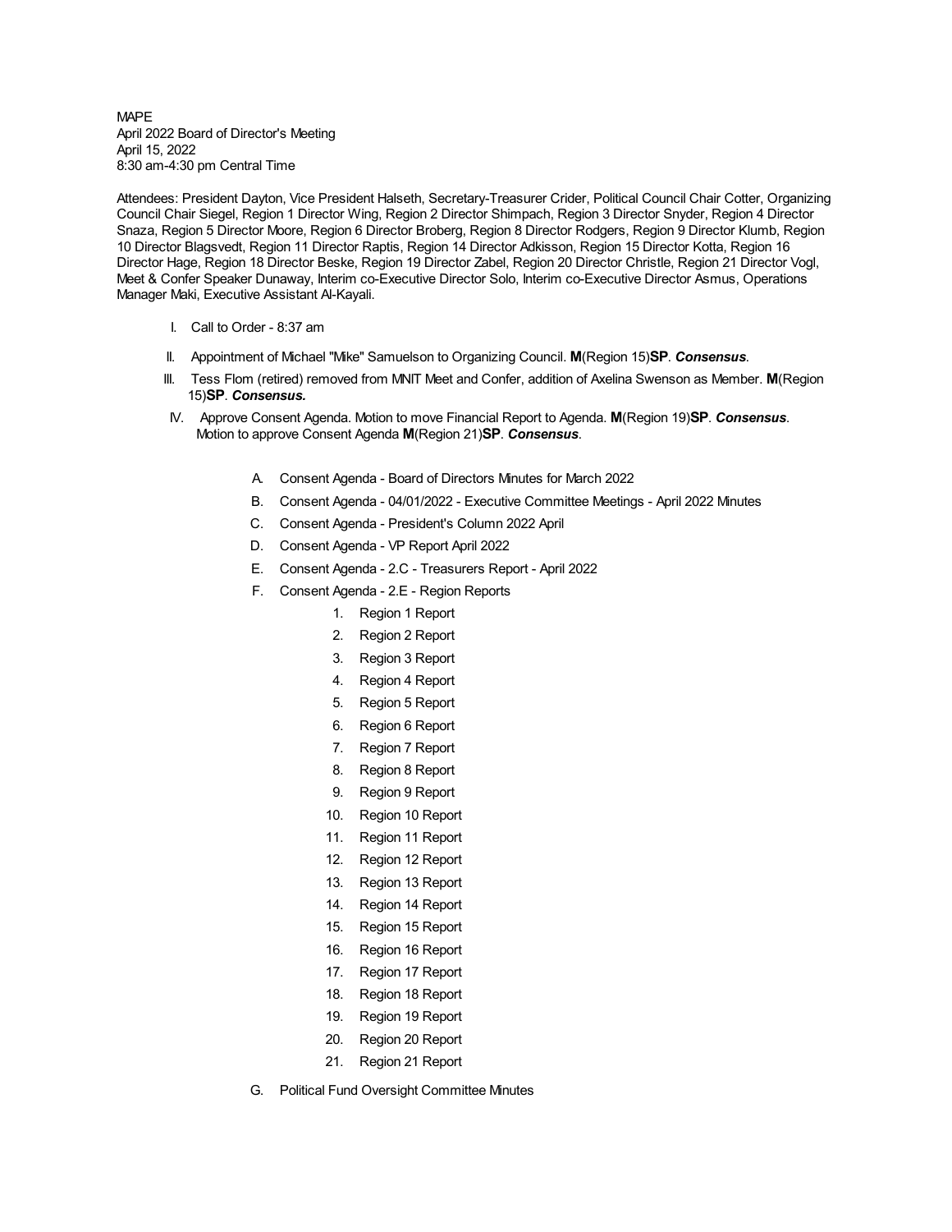MAPE
April 2022 Board of Director's Meeting
April 15, 2022
8:30 am-4:30 pm Central Time

Attendees: President Dayton, Vice President Halseth, Secretary-Treasurer Crider, Political Council Chair Cotter, Organizing Council Chair Siegel, Region 1 Director Wing, Region 2 Director Shimpach, Region 3 Director Snyder, Region 4 Director Snaza, Region 5 Director Moore, Region 6 Director Broberg, Region 8 Director Rodgers, Region 9 Director Klumb, Region 10 Director Blagsvedt, Region 11 Director Raptis, Region 14 Director Adkisson, Region 15 Director Kotta, Region 16 Director Hage, Region 18 Director Beske, Region 19 Director Zabel, Region 20 Director Christle, Region 21 Director Vogl, Meet & Confer Speaker Dunaway, Interim co-Executive Director Solo, Interim co-Executive Director Asmus, Operations Manager Maki, Executive Assistant Al-Kayali.

I. Call to Order - 8:37 am

II. Appointment of Michael "Mike" Samuelson to Organizing Council. **M**(Region 15)**SP**. ***Consensus***.

III. Tess Flom (retired) removed from MNIT Meet and Confer, addition of Axelina Swenson as Member. **M**(Region 15)**SP**. ***Consensus.***

IV. Approve Consent Agenda. Motion to move Financial Report to Agenda. **M**(Region 19)**SP**. ***Consensus***. Motion to approve Consent Agenda **M**(Region 21)**SP**. ***Consensus***.

   A. Consent Agenda - Board of Directors Minutes for March 2022
   B. Consent Agenda - 04/01/2022 - Executive Committee Meetings - April 2022 Minutes
   C. Consent Agenda - President's Column 2022 April
   D. Consent Agenda - VP Report April 2022
   E. Consent Agenda - 2.C - Treasurers Report - April 2022
   F. Consent Agenda - 2.E - Region Reports
      1. Region 1 Report
      2. Region 2 Report
      3. Region 3 Report
      4. Region 4 Report
      5. Region 5 Report
      6. Region 6 Report
      7. Region 7 Report
      8. Region 8 Report
      9. Region 9 Report
      10. Region 10 Report
      11. Region 11 Report
      12. Region 12 Report
      13. Region 13 Report
      14. Region 14 Report
      15. Region 15 Report
      16. Region 16 Report
      17. Region 17 Report
      18. Region 18 Report
      19. Region 19 Report
      20. Region 20 Report
      21. Region 21 Report
   G. Political Fund Oversight Committee Minutes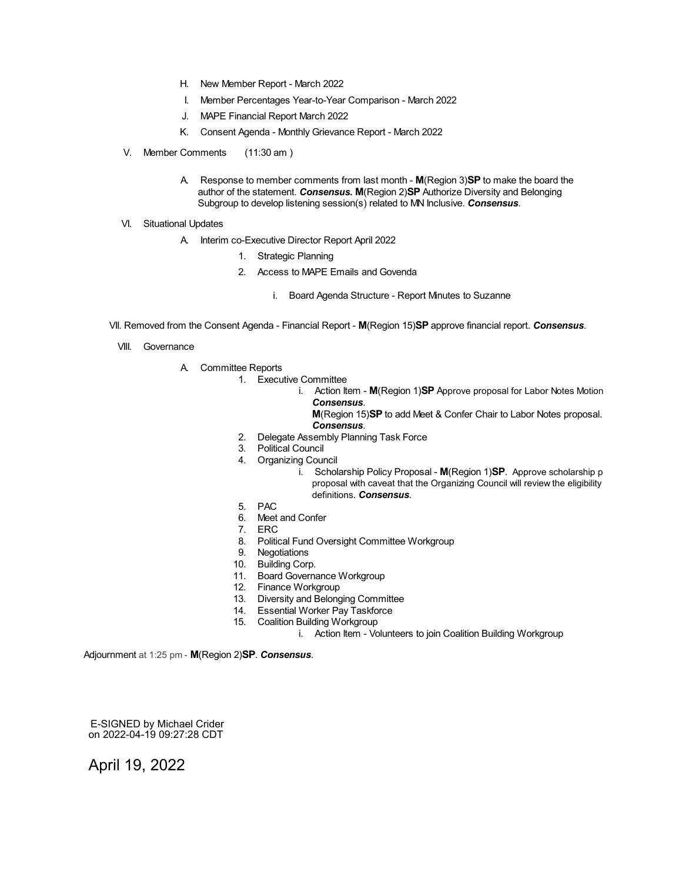H. New Member Report - March 2022
I. Member Percentages Year-to-Year Comparison - March 2022
J. MAPE Financial Report March 2022
K. Consent Agenda - Monthly Grievance Report - March 2022

V. Member Comments (11:30 am )

A. Response to member comments from last month - **M**(Region 3)**SP** to make the board the author of the statement. ***Consensus.*** **M**(Region 2)**SP** Authorize Diversity and Belonging Subgroup to develop listening session(s) related to MN Inclusive. ***Consensus***.

VI. Situational Updates

A. Interim co-Executive Director Report April 2022
   1. Strategic Planning
   2. Access to MAPE Emails and Govenda
      i. Board Agenda Structure - Report Minutes to Suzanne

VII. Removed from the Consent Agenda - Financial Report - **M**(Region 15)**SP** approve financial report. ***Consensus***.

VIII. Governance

A. Committee Reports
   1. Executive Committee
      i. Action Item - **M**(Region 1)**SP** Approve proposal for Labor Notes Motion ***Consensus***.
         **M**(Region 15)**SP** to add Meet & Confer Chair to Labor Notes proposal. ***Consensus***.
   2. Delegate Assembly Planning Task Force
   3. Political Council
   4. Organizing Council
      i. Scholarship Policy Proposal - **M**(Region 1)**SP**. Approve scholarship p proposal with caveat that the Organizing Council will review the eligibility definitions. ***Consensus***.
   5. PAC
   6. Meet and Confer
   7. ERC
   8. Political Fund Oversight Committee Workgroup
   9. Negotiations
   10. Building Corp.
   11. Board Governance Workgroup
   12. Finance Workgroup
   13. Diversity and Belonging Committee
   14. Essential Worker Pay Taskforce
   15. Coalition Building Workgroup
      i. Action Item - Volunteers to join Coalition Building Workgroup

Adjournment at 1:25 pm - **M**(Region 2)**SP**. ***Consensus***.

E-SIGNED by Michael Crider
on 2022-04-19 09:27:28 CDT

April 19, 2022